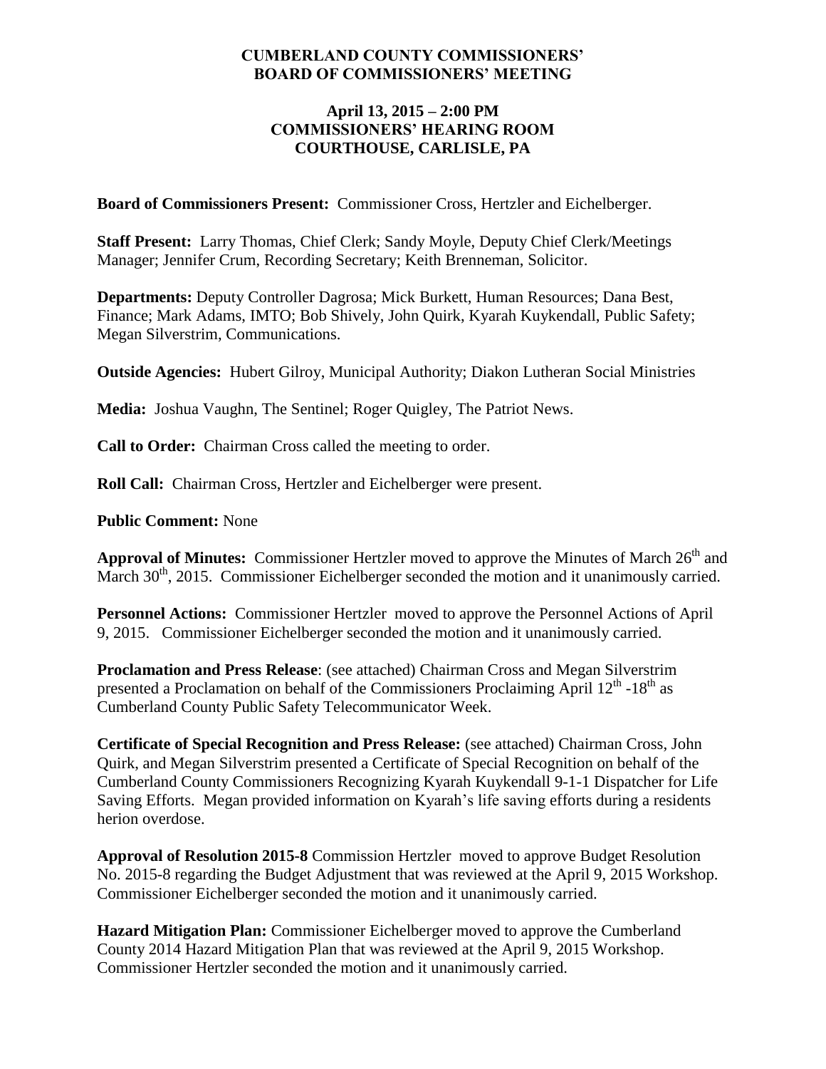**CUMBERLAND COUNTY COMMISSIONERS' BOARD OF COMMISSIONERS' MEETING**

**April 13, 2015 – 2:00 PM**
**COMMISSIONERS' HEARING ROOM**
**COURTHOUSE, CARLISLE, PA**

**Board of Commissioners Present:** Commissioner Cross, Hertzler and Eichelberger.

**Staff Present:** Larry Thomas, Chief Clerk; Sandy Moyle, Deputy Chief Clerk/Meetings Manager; Jennifer Crum, Recording Secretary; Keith Brenneman, Solicitor.

**Departments:** Deputy Controller Dagrosa; Mick Burkett, Human Resources; Dana Best, Finance; Mark Adams, IMTO; Bob Shively, John Quirk, Kyarah Kuykendall, Public Safety; Megan Silverstrim, Communications.

**Outside Agencies:** Hubert Gilroy, Municipal Authority; Diakon Lutheran Social Ministries

**Media:** Joshua Vaughn, The Sentinel; Roger Quigley, The Patriot News.

**Call to Order:** Chairman Cross called the meeting to order.

**Roll Call:** Chairman Cross, Hertzler and Eichelberger were present.

**Public Comment:** None

**Approval of Minutes:** Commissioner Hertzler moved to approve the Minutes of March 26th and March 30th, 2015. Commissioner Eichelberger seconded the motion and it unanimously carried.

**Personnel Actions:** Commissioner Hertzler moved to approve the Personnel Actions of April 9, 2015. Commissioner Eichelberger seconded the motion and it unanimously carried.

**Proclamation and Press Release**: (see attached) Chairman Cross and Megan Silverstrim presented a Proclamation on behalf of the Commissioners Proclaiming April 12th -18th as Cumberland County Public Safety Telecommunicator Week.

**Certificate of Special Recognition and Press Release:** (see attached) Chairman Cross, John Quirk, and Megan Silverstrim presented a Certificate of Special Recognition on behalf of the Cumberland County Commissioners Recognizing Kyarah Kuykendall 9-1-1 Dispatcher for Life Saving Efforts. Megan provided information on Kyarah's life saving efforts during a residents herion overdose.

**Approval of Resolution 2015-8** Commission Hertzler moved to approve Budget Resolution No. 2015-8 regarding the Budget Adjustment that was reviewed at the April 9, 2015 Workshop. Commissioner Eichelberger seconded the motion and it unanimously carried.

**Hazard Mitigation Plan:** Commissioner Eichelberger moved to approve the Cumberland County 2014 Hazard Mitigation Plan that was reviewed at the April 9, 2015 Workshop. Commissioner Hertzler seconded the motion and it unanimously carried.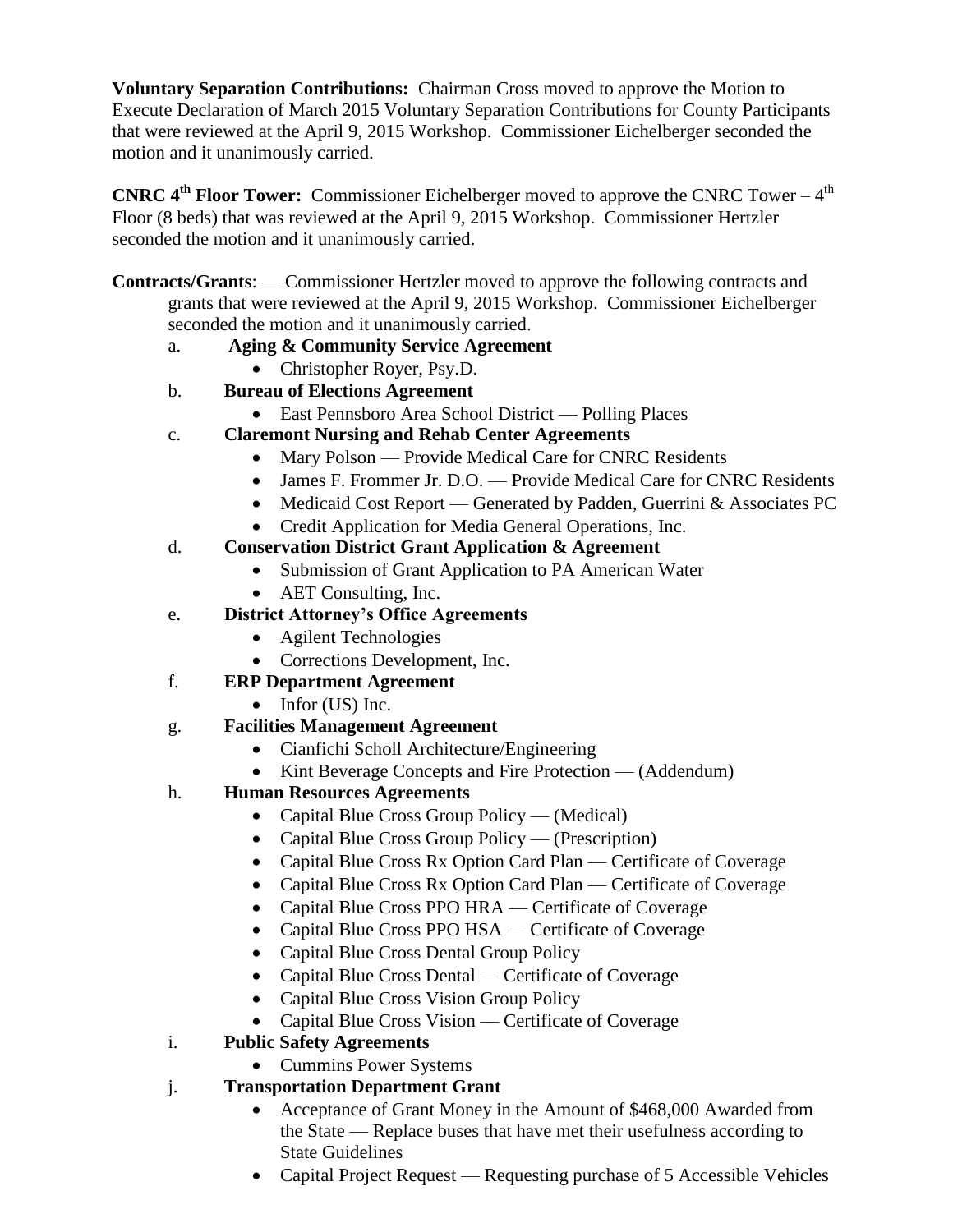**Voluntary Separation Contributions:** Chairman Cross moved to approve the Motion to Execute Declaration of March 2015 Voluntary Separation Contributions for County Participants that were reviewed at the April 9, 2015 Workshop. Commissioner Eichelberger seconded the motion and it unanimously carried.

**CNRC 4th Floor Tower:** Commissioner Eichelberger moved to approve the CNRC Tower – 4th Floor (8 beds) that was reviewed at the April 9, 2015 Workshop. Commissioner Hertzler seconded the motion and it unanimously carried.

**Contracts/Grants**: — Commissioner Hertzler moved to approve the following contracts and grants that were reviewed at the April 9, 2015 Workshop. Commissioner Eichelberger seconded the motion and it unanimously carried.

a. **Aging & Community Service Agreement**
   - Christopher Royer, Psy.D.

b. **Bureau of Elections Agreement**
   - East Pennsboro Area School District — Polling Places

c. **Claremont Nursing and Rehab Center Agreements**
   - Mary Polson — Provide Medical Care for CNRC Residents
   - James F. Frommer Jr. D.O. — Provide Medical Care for CNRC Residents
   - Medicaid Cost Report — Generated by Padden, Guerrini & Associates PC
   - Credit Application for Media General Operations, Inc.

d. **Conservation District Grant Application & Agreement**
   - Submission of Grant Application to PA American Water
   - AET Consulting, Inc.

e. **District Attorney's Office Agreements**
   - Agilent Technologies
   - Corrections Development, Inc.

f. **ERP Department Agreement**
   - Infor (US) Inc.

g. **Facilities Management Agreement**
   - Cianfichi Scholl Architecture/Engineering
   - Kint Beverage Concepts and Fire Protection — (Addendum)

h. **Human Resources Agreements**
   - Capital Blue Cross Group Policy — (Medical)
   - Capital Blue Cross Group Policy — (Prescription)
   - Capital Blue Cross Rx Option Card Plan — Certificate of Coverage
   - Capital Blue Cross Rx Option Card Plan — Certificate of Coverage
   - Capital Blue Cross PPO HRA — Certificate of Coverage
   - Capital Blue Cross PPO HSA — Certificate of Coverage
   - Capital Blue Cross Dental Group Policy
   - Capital Blue Cross Dental — Certificate of Coverage
   - Capital Blue Cross Vision Group Policy
   - Capital Blue Cross Vision — Certificate of Coverage

i. **Public Safety Agreements**
   - Cummins Power Systems

j. **Transportation Department Grant**
   - Acceptance of Grant Money in the Amount of $468,000 Awarded from the State — Replace buses that have met their usefulness according to State Guidelines
   - Capital Project Request — Requesting purchase of 5 Accessible Vehicles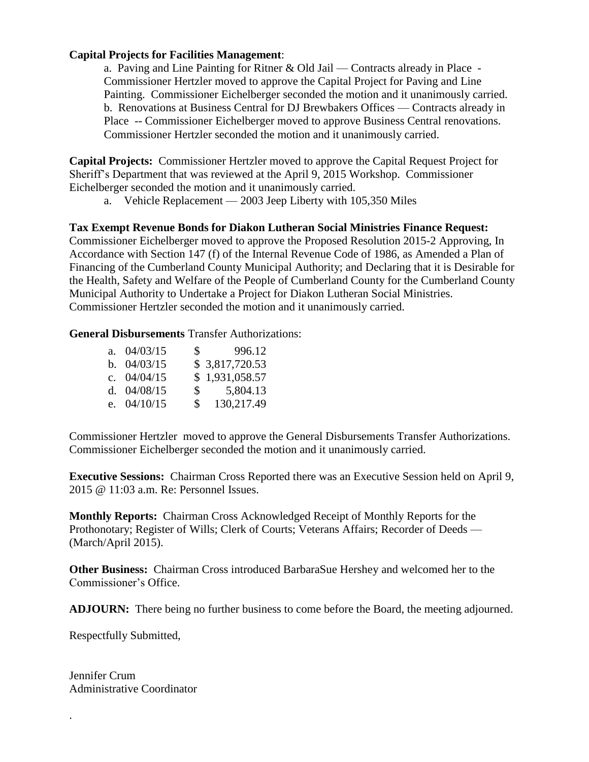**Capital Projects for Facilities Management**:

a. Paving and Line Painting for Ritner & Old Jail — Contracts already in Place - Commissioner Hertzler moved to approve the Capital Project for Paving and Line Painting. Commissioner Eichelberger seconded the motion and it unanimously carried.
b. Renovations at Business Central for DJ Brewbakers Offices — Contracts already in Place -- Commissioner Eichelberger moved to approve Business Central renovations. Commissioner Hertzler seconded the motion and it unanimously carried.

**Capital Projects:** Commissioner Hertzler moved to approve the Capital Request Project for Sheriff's Department that was reviewed at the April 9, 2015 Workshop. Commissioner Eichelberger seconded the motion and it unanimously carried.

a. Vehicle Replacement — 2003 Jeep Liberty with 105,350 Miles

**Tax Exempt Revenue Bonds for Diakon Lutheran Social Ministries Finance Request:** Commissioner Eichelberger moved to approve the Proposed Resolution 2015-2 Approving, In Accordance with Section 147 (f) of the Internal Revenue Code of 1986, as Amended a Plan of Financing of the Cumberland County Municipal Authority; and Declaring that it is Desirable for the Health, Safety and Welfare of the People of Cumberland County for the Cumberland County Municipal Authority to Undertake a Project for Diakon Lutheran Social Ministries. Commissioner Hertzler seconded the motion and it unanimously carried.

**General Disbursements** Transfer Authorizations:

| | | |
|---|---|---|
| a. | 04/03/15 | $ 996.12 |
| b. | 04/03/15 | $ 3,817,720.53 |
| c. | 04/04/15 | $ 1,931,058.57 |
| d. | 04/08/15 | $ 5,804.13 |
| e. | 04/10/15 | $ 130,217.49 |

Commissioner Hertzler moved to approve the General Disbursements Transfer Authorizations. Commissioner Eichelberger seconded the motion and it unanimously carried.

**Executive Sessions:** Chairman Cross Reported there was an Executive Session held on April 9, 2015 @ 11:03 a.m. Re: Personnel Issues.

**Monthly Reports:** Chairman Cross Acknowledged Receipt of Monthly Reports for the Prothonotary; Register of Wills; Clerk of Courts; Veterans Affairs; Recorder of Deeds — (March/April 2015).

**Other Business:** Chairman Cross introduced BarbaraSue Hershey and welcomed her to the Commissioner's Office.

**ADJOURN:** There being no further business to come before the Board, the meeting adjourned.

Respectfully Submitted,

Jennifer Crum
Administrative Coordinator

.